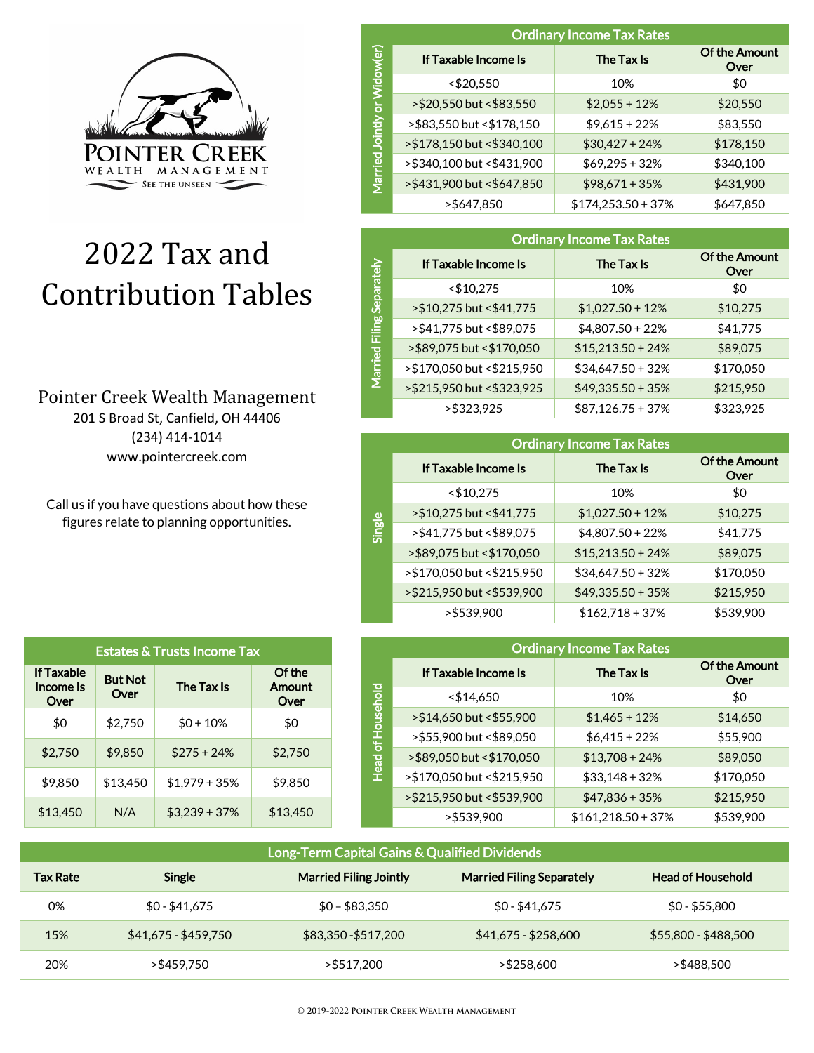POINTER CREEK
WEALTH MANAGEMENT
SEE THE UNSEEN

# 2022 Tax and Contribution Tables

Pointer Creek Wealth Management
201 S Broad St, Canfield, OH 44406
(234) 414-1014
www.pointercreek.com

Call us if you have questions about how these figures relate to planning opportunities.

## Ordinary Income Tax Rates — Married Jointly or Widow(er)

| If Taxable Income Is | The Tax Is | Of the Amount Over |
|---|---|---|
| <$20,550 | 10% | $0 |
| >$20,550 but <$83,550 | $2,055 + 12% | $20,550 |
| >$83,550 but <$178,150 | $9,615 + 22% | $83,550 |
| >$178,150 but <$340,100 | $30,427 + 24% | $178,150 |
| >$340,100 but <$431,900 | $69,295 + 32% | $340,100 |
| >$431,900 but <$647,850 | $98,671 + 35% | $431,900 |
| >$647,850 | $174,253.50 + 37% | $647,850 |

## Ordinary Income Tax Rates — Married Filing Separately

| If Taxable Income Is | The Tax Is | Of the Amount Over |
|---|---|---|
| <$10,275 | 10% | $0 |
| >$10,275 but <$41,775 | $1,027.50 + 12% | $10,275 |
| >$41,775 but <$89,075 | $4,807.50 + 22% | $41,775 |
| >$89,075 but <$170,050 | $15,213.50 + 24% | $89,075 |
| >$170,050 but <$215,950 | $34,647.50 + 32% | $170,050 |
| >$215,950 but <$323,925 | $49,335.50 + 35% | $215,950 |
| >$323,925 | $87,126.75 + 37% | $323,925 |

## Ordinary Income Tax Rates — Single

| If Taxable Income Is | The Tax Is | Of the Amount Over |
|---|---|---|
| <$10,275 | 10% | $0 |
| >$10,275 but <$41,775 | $1,027.50 + 12% | $10,275 |
| >$41,775 but <$89,075 | $4,807.50 + 22% | $41,775 |
| >$89,075 but <$170,050 | $15,213.50 + 24% | $89,075 |
| >$170,050 but <$215,950 | $34,647.50 + 32% | $170,050 |
| >$215,950 but <$539,900 | $49,335.50 + 35% | $215,950 |
| >$539,900 | $162,718 + 37% | $539,900 |

## Estates & Trusts Income Tax

| If Taxable Income Is Over | But Not Over | The Tax Is | Of the Amount Over |
|---|---|---|---|
| $0 | $2,750 | $0 + 10% | $0 |
| $2,750 | $9,850 | $275 + 24% | $2,750 |
| $9,850 | $13,450 | $1,979 + 35% | $9,850 |
| $13,450 | N/A | $3,239 + 37% | $13,450 |

## Ordinary Income Tax Rates — Head of Household

| If Taxable Income Is | The Tax Is | Of the Amount Over |
|---|---|---|
| <$14,650 | 10% | $0 |
| >$14,650 but <$55,900 | $1,465 + 12% | $14,650 |
| >$55,900 but <$89,050 | $6,415 + 22% | $55,900 |
| >$89,050 but <$170,050 | $13,708 + 24% | $89,050 |
| >$170,050 but <$215,950 | $33,148 + 32% | $170,050 |
| >$215,950 but <$539,900 | $47,836 + 35% | $215,950 |
| >$539,900 | $161,218.50 + 37% | $539,900 |

## Long-Term Capital Gains & Qualified Dividends

| Tax Rate | Single | Married Filing Jointly | Married Filing Separately | Head of Household |
|---|---|---|---|---|
| 0% | $0 - $41,675 | $0 – $83,350 | $0 - $41,675 | $0 - $55,800 |
| 15% | $41,675 - $459,750 | $83,350 -$517,200 | $41,675 - $258,600 | $55,800 - $488,500 |
| 20% | >$459,750 | >$517,200 | >$258,600 | >$488,500 |

© 2019-2022 Pointer Creek Wealth Management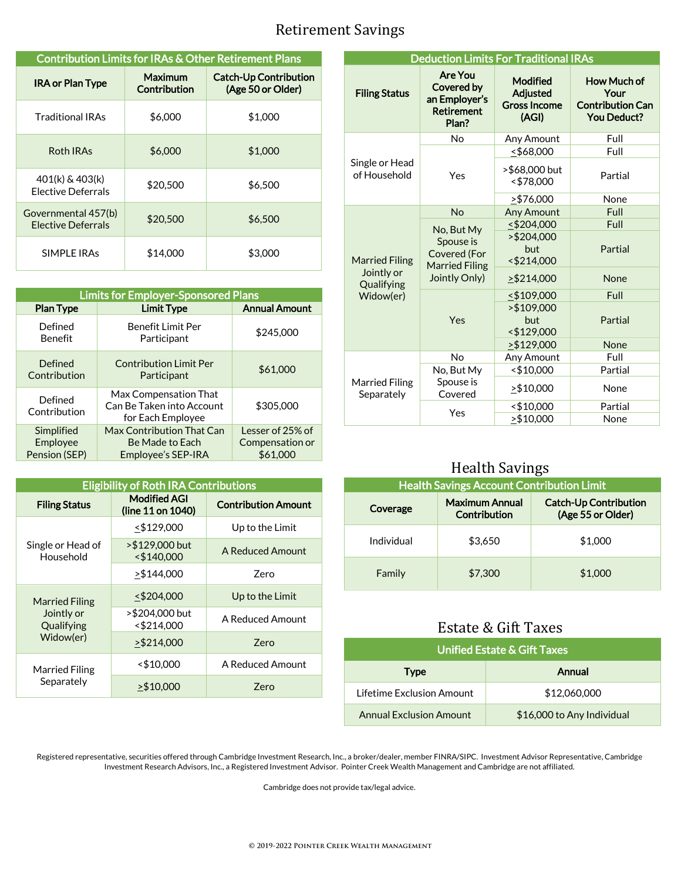# Retirement Savings

| Contribution Limits for IRAs & Other Retirement Plans | | |
|---|---|---|
| **IRA or Plan Type** | **Maximum Contribution** | **Catch-Up Contribution (Age 50 or Older)** |
| Traditional IRAs | $6,000 | $1,000 |
| Roth IRAs | $6,000 | $1,000 |
| 401(k) & 403(k) Elective Deferrals | $20,500 | $6,500 |
| Governmental 457(b) Elective Deferrals | $20,500 | $6,500 |
| SIMPLE IRAs | $14,000 | $3,000 |

| Limits for Employer-Sponsored Plans | | |
|---|---|---|
| **Plan Type** | **Limit Type** | **Annual Amount** |
| Defined Benefit | Benefit Limit Per Participant | $245,000 |
| Defined Contribution | Contribution Limit Per Participant | $61,000 |
| Defined Contribution | Max Compensation That Can Be Taken into Account for Each Employee | $305,000 |
| Simplified Employee Pension (SEP) | Max Contribution That Can Be Made to Each Employee's SEP-IRA | Lesser of 25% of Compensation or $61,000 |

| Eligibility of Roth IRA Contributions | | |
|---|---|---|
| **Filing Status** | **Modified AGI (line 11 on 1040)** | **Contribution Amount** |
| Single or Head of Household | ≤$129,000 | Up to the Limit |
| | >$129,000 but <$140,000 | A Reduced Amount |
| | ≥$144,000 | Zero |
| Married Filing Jointly or Qualifying Widow(er) | ≤$204,000 | Up to the Limit |
| | >$204,000 but <$214,000 | A Reduced Amount |
| | ≥$214,000 | Zero |
| Married Filing Separately | <$10,000 | A Reduced Amount |
| | ≥$10,000 | Zero |

| Deduction Limits For Traditional IRAs | | | |
|---|---|---|---|
| **Filing Status** | **Are You Covered by an Employer's Retirement Plan?** | **Modified Adjusted Gross Income (AGI)** | **How Much of Your Contribution Can You Deduct?** |
| Single or Head of Household | No | Any Amount | Full |
| | Yes | ≤$68,000 | Full |
| | | >$68,000 but <$78,000 | Partial |
| | | ≥$76,000 | None |
| Married Filing Jointly or Qualifying Widow(er) | No | Any Amount | Full |
| | No, But My Spouse is Covered (For Married Filing Jointly Only) | ≤$204,000 | Full |
| | | >$204,000 but <$214,000 | Partial |
| | | ≥$214,000 | None |
| | Yes | ≤$109,000 | Full |
| | | >$109,000 but <$129,000 | Partial |
| | | ≥$129,000 | None |
| Married Filing Separately | No | Any Amount | Full |
| | No, But My Spouse is Covered | <$10,000 | Partial |
| | | ≥$10,000 | None |
| | Yes | <$10,000 | Partial |
| | | ≥$10,000 | None |

# Health Savings

| Health Savings Account Contribution Limit | | |
|---|---|---|
| **Coverage** | **Maximum Annual Contribution** | **Catch-Up Contribution (Age 55 or Older)** |
| Individual | $3,650 | $1,000 |
| Family | $7,300 | $1,000 |

# Estate & Gift Taxes

| Unified Estate & Gift Taxes | |
|---|---|
| **Type** | **Annual** |
| Lifetime Exclusion Amount | $12,060,000 |
| Annual Exclusion Amount | $16,000 to Any Individual |

Registered representative, securities offered through Cambridge Investment Research, Inc., a broker/dealer, member FINRA/SIPC. Investment Advisor Representative, Cambridge Investment Research Advisors, Inc., a Registered Investment Advisor. Pointer Creek Wealth Management and Cambridge are not affiliated.

Cambridge does not provide tax/legal advice.

© 2019-2022 Pointer Creek Wealth Management